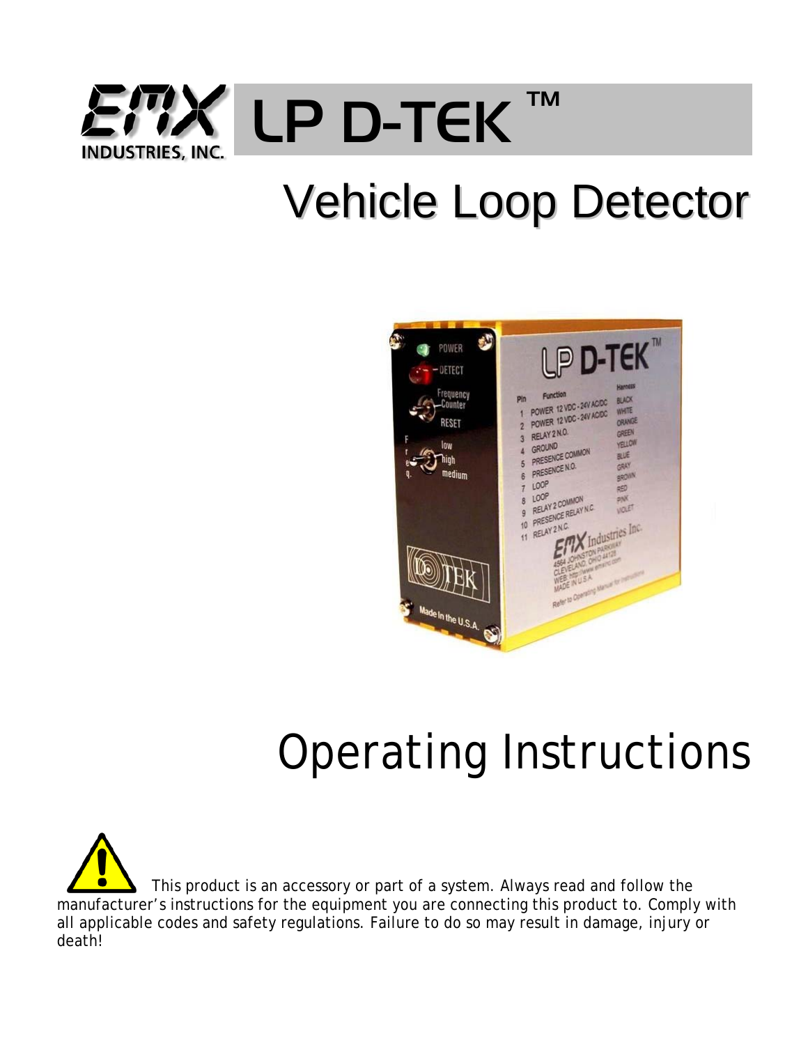# EMX INDUSTRIES, INC. LP D-TEK ™

# Vehicle Loop Detector

# Operating Instructions

⚠ This product is an accessory or part of a system. Always read and follow the manufacturer's instructions for the equipment you are connecting this product to. Comply with all applicable codes and safety regulations. Failure to do so may result in damage, injury or death!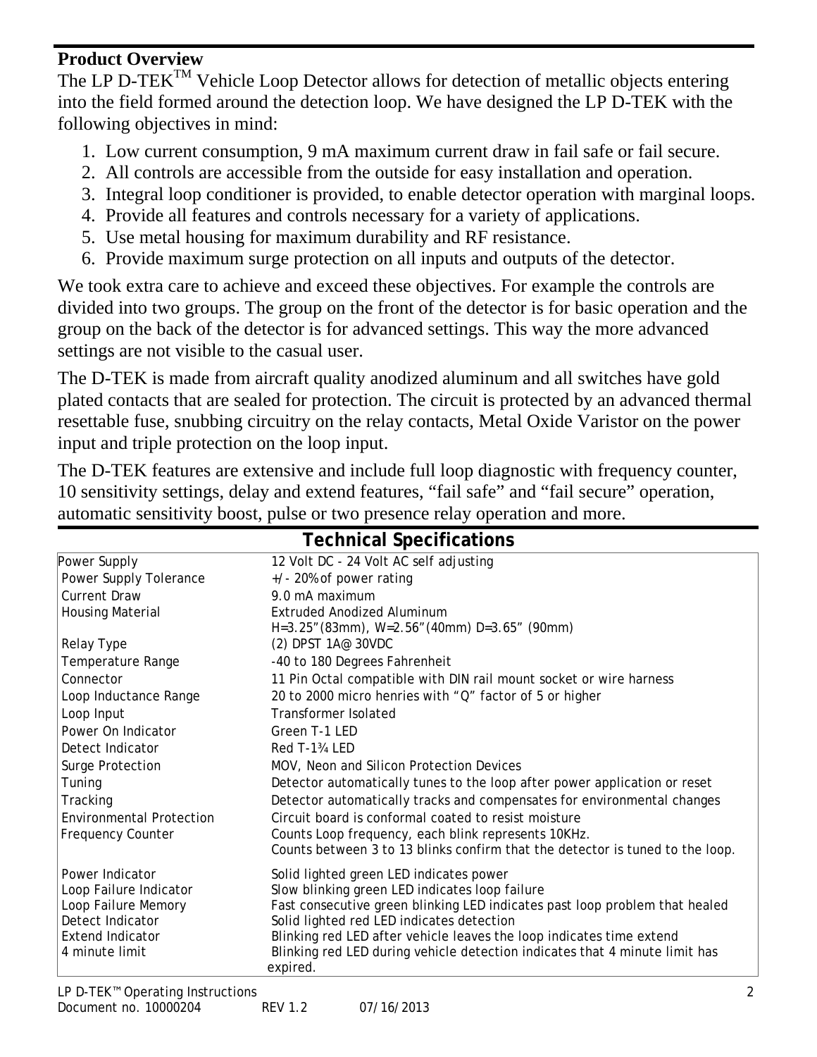## Product Overview

The LP D-TEK™ Vehicle Loop Detector allows for detection of metallic objects entering into the field formed around the detection loop. We have designed the LP D-TEK with the following objectives in mind:

1. Low current consumption, 9 mA maximum current draw in fail safe or fail secure.
2. All controls are accessible from the outside for easy installation and operation.
3. Integral loop conditioner is provided, to enable detector operation with marginal loops.
4. Provide all features and controls necessary for a variety of applications.
5. Use metal housing for maximum durability and RF resistance.
6. Provide maximum surge protection on all inputs and outputs of the detector.

We took extra care to achieve and exceed these objectives. For example the controls are divided into two groups. The group on the front of the detector is for basic operation and the group on the back of the detector is for advanced settings. This way the more advanced settings are not visible to the casual user.

The D-TEK is made from aircraft quality anodized aluminum and all switches have gold plated contacts that are sealed for protection. The circuit is protected by an advanced thermal resettable fuse, snubbing circuitry on the relay contacts, Metal Oxide Varistor on the power input and triple protection on the loop input.

The D-TEK features are extensive and include full loop diagnostic with frequency counter, 10 sensitivity settings, delay and extend features, "fail safe" and "fail secure" operation, automatic sensitivity boost, pulse or two presence relay operation and more.

## Technical Specifications

| | |
|---|---|
| Power Supply | 12 Volt DC - 24 Volt AC self adjusting |
| Power Supply Tolerance | +/- 20% of power rating |
| Current Draw | 9.0 mA maximum |
| Housing Material | Extruded Anodized Aluminum<br>H=3.25"(83mm), W=2.56"(40mm) D=3.65" (90mm) |
| Relay Type | (2) DPST 1A@ 30VDC |
| Temperature Range | -40 to 180 Degrees Fahrenheit |
| Connector | 11 Pin Octal compatible with DIN rail mount socket or wire harness |
| Loop Inductance Range | 20 to 2000 micro henries with "Q" factor of 5 or higher |
| Loop Input | Transformer Isolated |
| Power On Indicator | Green T-1 LED |
| Detect Indicator | Red T-1¾ LED |
| Surge Protection | MOV, Neon and Silicon Protection Devices |
| Tuning | Detector automatically tunes to the loop after power application or reset |
| Tracking | Detector automatically tracks and compensates for environmental changes |
| Environmental Protection | Circuit board is conformal coated to resist moisture |
| Frequency Counter | Counts Loop frequency, each blink represents 10KHz.<br>Counts between 3 to 13 blinks confirm that the detector is tuned to the loop. |
| Power Indicator | Solid lighted green LED indicates power |
| Loop Failure Indicator | Slow blinking green LED indicates loop failure |
| Loop Failure Memory | Fast consecutive green blinking LED indicates past loop problem that healed |
| Detect Indicator | Solid lighted red LED indicates detection |
| Extend Indicator | Blinking red LED after vehicle leaves the loop indicates time extend |
| 4 minute limit | Blinking red LED during vehicle detection indicates that 4 minute limit has expired. |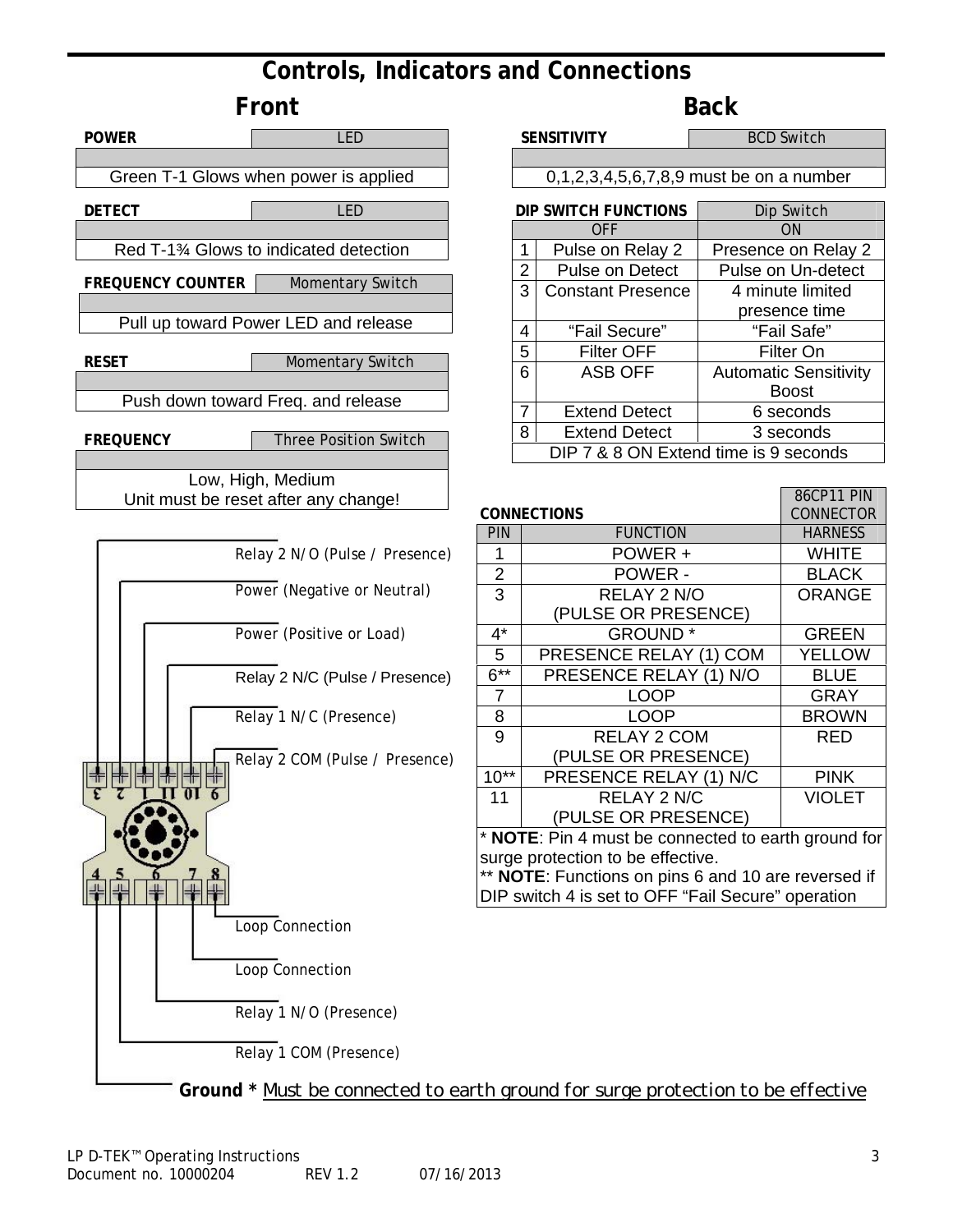# Controls, Indicators and Connections

## Front

| POWER | LED |
|---|---|
| Green T-1 Glows when power is applied | |

| DETECT | LED |
|---|---|
| Red T-1¾ Glows to indicated detection | |

| FREQUENCY COUNTER | Momentary Switch |
|---|---|
| Pull up toward Power LED and release | |

| RESET | Momentary Switch |
|---|---|
| Push down toward Freq. and release | |

| FREQUENCY | Three Position Switch |
|---|---|
| Low, High, Medium<br>Unit must be reset after any change! | |

Relay 2 N/O (Pulse / Presence)

Power (Negative or Neutral)

Power (Positive or Load)

Relay 2 N/C (Pulse / Presence)

Relay 1 N/C (Presence)

Relay 2 COM (Pulse / Presence)

Loop Connection

Loop Connection

Relay 1 N/O (Presence)

Relay 1 COM (Presence)

**Ground *** Must be connected to earth ground for surge protection to be effective

## Back

| SENSITIVITY | BCD Switch |
|---|---|
| 0,1,2,3,4,5,6,7,8,9 must be on a number | |

| DIP SWITCH FUNCTIONS | | Dip Switch |
|---|---|---|
| | OFF | ON |
| 1 | Pulse on Relay 2 | Presence on Relay 2 |
| 2 | Pulse on Detect | Pulse on Un-detect |
| 3 | Constant Presence | 4 minute limited presence time |
| 4 | "Fail Secure" | "Fail Safe" |
| 5 | Filter OFF | Filter On |
| 6 | ASB OFF | Automatic Sensitivity Boost |
| 7 | Extend Detect | 6 seconds |
| 8 | Extend Detect | 3 seconds |
| DIP 7 & 8 ON Extend time is 9 seconds | | |

| CONNECTIONS | | 86CP11 PIN CONNECTOR |
|---|---|---|
| PIN | FUNCTION | HARNESS |
| 1 | POWER + | WHITE |
| 2 | POWER - | BLACK |
| 3 | RELAY 2 N/O<br>(PULSE OR PRESENCE) | ORANGE |
| 4* | GROUND * | GREEN |
| 5 | PRESENCE RELAY (1) COM | YELLOW |
| 6** | PRESENCE RELAY (1) N/O | BLUE |
| 7 | LOOP | GRAY |
| 8 | LOOP | BROWN |
| 9 | RELAY 2 COM<br>(PULSE OR PRESENCE) | RED |
| 10** | PRESENCE RELAY (1) N/C | PINK |
| 11 | RELAY 2 N/C<br>(PULSE OR PRESENCE) | VIOLET |

* **NOTE**: Pin 4 must be connected to earth ground for surge protection to be effective.

** **NOTE**: Functions on pins 6 and 10 are reversed if DIP switch 4 is set to OFF "Fail Secure" operation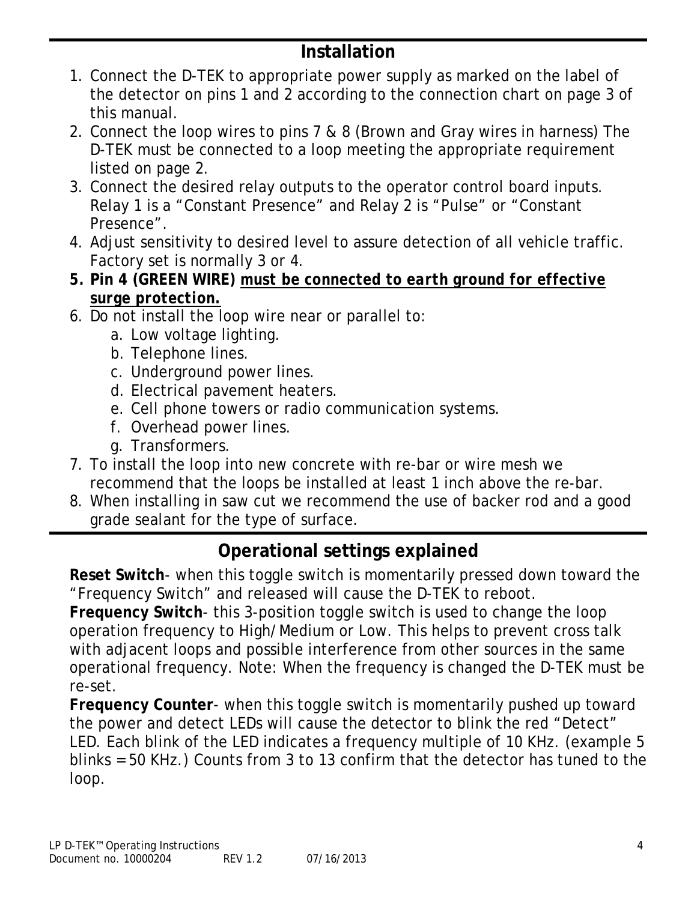## Installation

1. Connect the D-TEK to appropriate power supply as marked on the label of the detector on pins 1 and 2 according to the connection chart on page 3 of this manual.
2. Connect the loop wires to pins 7 & 8 (Brown and Gray wires in harness) The D-TEK must be connected to a loop meeting the appropriate requirement listed on page 2.
3. Connect the desired relay outputs to the operator control board inputs. Relay 1 is a “Constant Presence” and Relay 2 is “Pulse” or “Constant Presence”.
4. Adjust sensitivity to desired level to assure detection of all vehicle traffic. Factory set is normally 3 or 4.
5. **Pin 4 (GREEN WIRE) *<u>must be connected to earth ground for effective surge protection.</u>***
6. Do not install the loop wire near or parallel to:
   a. Low voltage lighting.
   b. Telephone lines.
   c. Underground power lines.
   d. Electrical pavement heaters.
   e. Cell phone towers or radio communication systems.
   f. Overhead power lines.
   g. Transformers.
7. To install the loop into new concrete with re-bar or wire mesh we recommend that the loops be installed at least 1 inch above the re-bar.
8. When installing in saw cut we recommend the use of backer rod and a good grade sealant for the type of surface.

## Operational settings explained

**Reset Switch**- when this toggle switch is momentarily pressed down toward the “Frequency Switch” and released will cause the D-TEK to reboot.

**Frequency Switch**- this 3-position toggle switch is used to change the loop operation frequency to High/Medium or Low. This helps to prevent cross talk with adjacent loops and possible interference from other sources in the same operational frequency. Note: When the frequency is changed the D-TEK must be re-set.

**Frequency Counter**- when this toggle switch is momentarily pushed up toward the power and detect LEDs will cause the detector to blink the red “Detect” LED. Each blink of the LED indicates a frequency multiple of 10 KHz. (example 5 blinks = 50 KHz.) Counts from 3 to 13 confirm that the detector has tuned to the loop.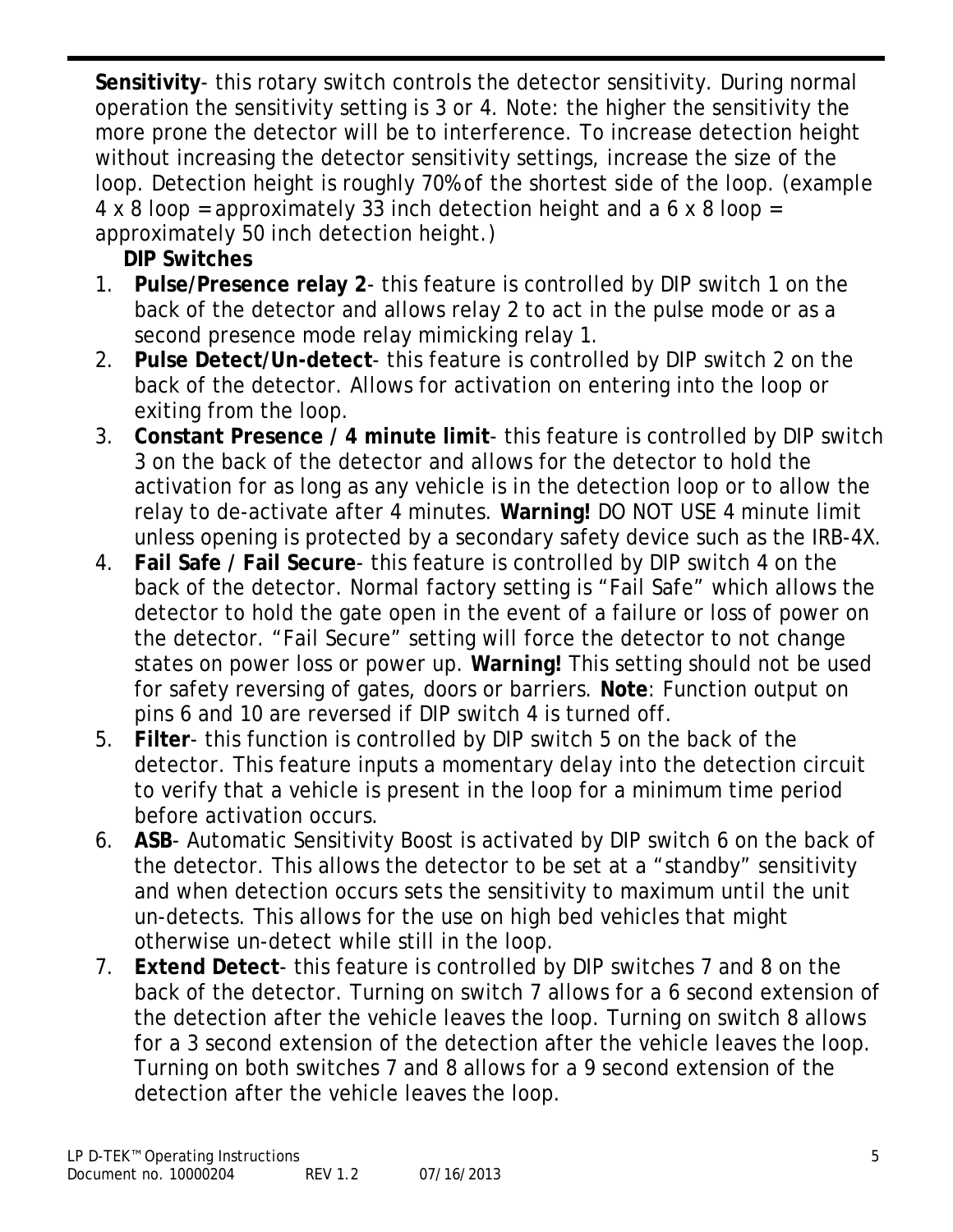**Sensitivity**- this rotary switch controls the detector sensitivity. During normal operation the sensitivity setting is 3 or 4. Note: the higher the sensitivity the more prone the detector will be to interference. To increase detection height without increasing the detector sensitivity settings, increase the size of the loop. Detection height is roughly 70% of the shortest side of the loop. (example 4 x 8 loop = approximately 33 inch detection height and a 6 x 8 loop = approximately 50 inch detection height.)

**DIP Switches**

1. **Pulse/Presence relay 2**- this feature is controlled by DIP switch 1 on the back of the detector and allows relay 2 to act in the pulse mode or as a second presence mode relay mimicking relay 1.
2. **Pulse Detect/Un-detect**- this feature is controlled by DIP switch 2 on the back of the detector. Allows for activation on entering into the loop or exiting from the loop.
3. **Constant Presence / 4 minute limit**- this feature is controlled by DIP switch 3 on the back of the detector and allows for the detector to hold the activation for as long as any vehicle is in the detection loop or to allow the relay to de-activate after 4 minutes. **Warning!** DO NOT USE 4 minute limit unless opening is protected by a secondary safety device such as the IRB-4X.
4. **Fail Safe / Fail Secure**- this feature is controlled by DIP switch 4 on the back of the detector. Normal factory setting is "Fail Safe" which allows the detector to hold the gate open in the event of a failure or loss of power on the detector. "Fail Secure" setting will force the detector to not change states on power loss or power up. **Warning!** This setting should not be used for safety reversing of gates, doors or barriers. **Note**: Function output on pins 6 and 10 are reversed if DIP switch 4 is turned off.
5. **Filter**- this function is controlled by DIP switch 5 on the back of the detector. This feature inputs a momentary delay into the detection circuit to verify that a vehicle is present in the loop for a minimum time period before activation occurs.
6. **ASB**- Automatic Sensitivity Boost is activated by DIP switch 6 on the back of the detector. This allows the detector to be set at a "standby" sensitivity and when detection occurs sets the sensitivity to maximum until the unit un-detects. This allows for the use on high bed vehicles that might otherwise un-detect while still in the loop.
7. **Extend Detect**- this feature is controlled by DIP switches 7 and 8 on the back of the detector. Turning on switch 7 allows for a 6 second extension of the detection after the vehicle leaves the loop. Turning on switch 8 allows for a 3 second extension of the detection after the vehicle leaves the loop. Turning on both switches 7 and 8 allows for a 9 second extension of the detection after the vehicle leaves the loop.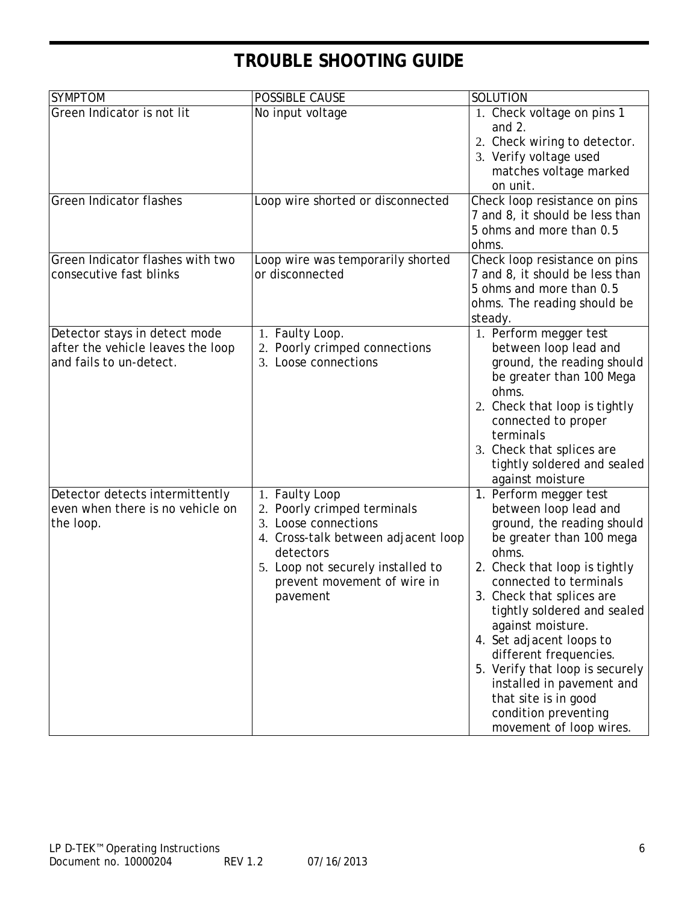# TROUBLE SHOOTING GUIDE

| SYMPTOM | POSSIBLE CAUSE | SOLUTION |
| --- | --- | --- |
| Green Indicator is not lit | No input voltage | 1. Check voltage on pins 1 and 2.<br>2. Check wiring to detector.<br>3. Verify voltage used matches voltage marked on unit. |
| Green Indicator flashes | Loop wire shorted or disconnected | Check loop resistance on pins 7 and 8, it should be less than 5 ohms and more than 0.5 ohms. |
| Green Indicator flashes with two consecutive fast blinks | Loop wire was temporarily shorted or disconnected | Check loop resistance on pins 7 and 8, it should be less than 5 ohms and more than 0.5 ohms. The reading should be steady. |
| Detector stays in detect mode after the vehicle leaves the loop and fails to un-detect. | 1. Faulty Loop.<br>2. Poorly crimped connections<br>3. Loose connections | 1. Perform megger test between loop lead and ground, the reading should be greater than 100 Mega ohms.<br>2. Check that loop is tightly connected to proper terminals<br>3. Check that splices are tightly soldered and sealed against moisture |
| Detector detects intermittently even when there is no vehicle on the loop. | 1. Faulty Loop<br>2. Poorly crimped terminals<br>3. Loose connections<br>4. Cross-talk between adjacent loop detectors<br>5. Loop not securely installed to prevent movement of wire in pavement | 1. Perform megger test between loop lead and ground, the reading should be greater than 100 mega ohms.<br>2. Check that loop is tightly connected to terminals<br>3. Check that splices are tightly soldered and sealed against moisture.<br>4. Set adjacent loops to different frequencies.<br>5. Verify that loop is securely installed in pavement and that site is in good condition preventing movement of loop wires. |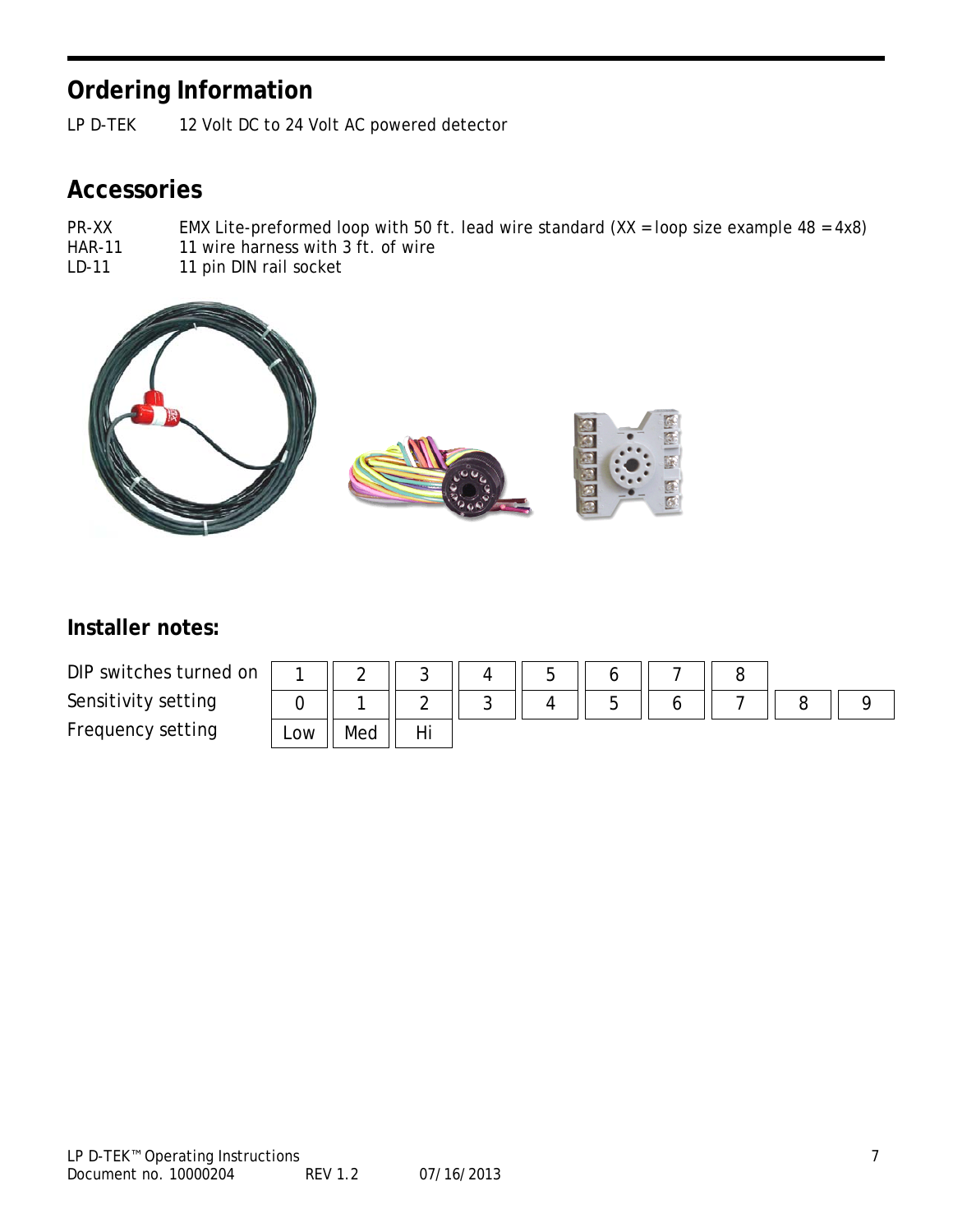## Ordering Information

LP D-TEK 12 Volt DC to 24 Volt AC powered detector

## Accessories

PR-XX EMX Lite-preformed loop with 50 ft. lead wire standard (XX = loop size example 48 = 4x8)
HAR-11 11 wire harness with 3 ft. of wire
LD-11 11 pin DIN rail socket

### Installer notes:

| | | | | | | | | | | |
|---|---|---|---|---|---|---|---|---|---|---|
| DIP switches turned on | 1 | 2 | 3 | 4 | 5 | 6 | 7 | 8 | | |
| Sensitivity setting | 0 | 1 | 2 | 3 | 4 | 5 | 6 | 7 | 8 | 9 |
| Frequency setting | Low | Med | Hi | | | | | | | |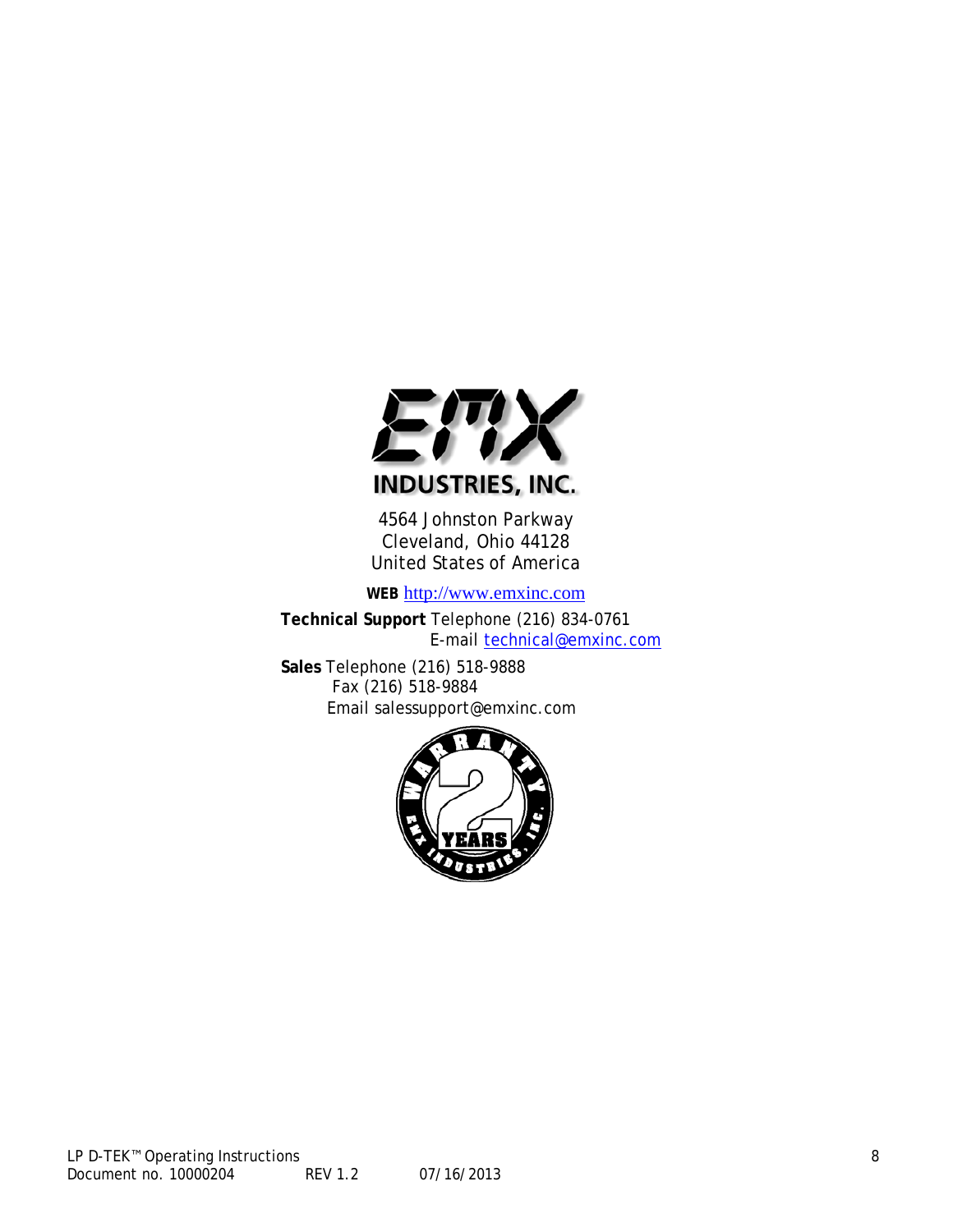EMX

INDUSTRIES, INC.

4564 Johnston Parkway
Cleveland, Ohio 44128
United States of America

**WEB** http://www.emxinc.com

**Technical Support** Telephone (216) 834-0761
E-mail technical@emxinc.com

**Sales** Telephone (216) 518-9888
Fax (216) 518-9884
Email salessupport@emxinc.com

WARRANTY 2 YEARS EMX INDUSTRIES, INC.